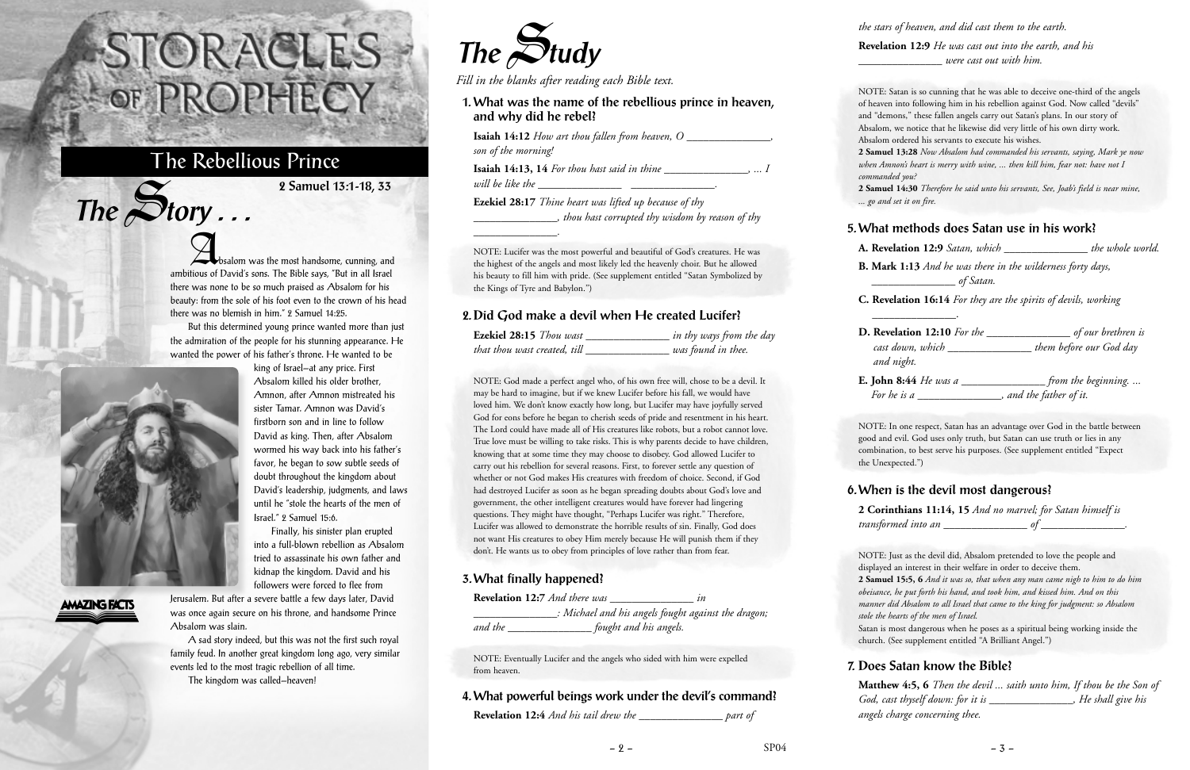# STORACLES OF PROPHECY

## The Rebellious Prince

**2 Samuel 13:1-18, 33**

## The Story . . .

Absalom was the most handsome, cunning, and ambitious of David's sons. The Bible says, "But in all Israel there was none to be so much praised as Absalom for his beauty: from the sole of his foot even to the crown of his head there was no blemish in him." 2 Samuel 14:25.

But this determined young prince wanted more than just the admiration of the people for his stunning appearance. He wanted the power of his father's throne. He wanted to be king of Israel—at any price. First Absalom killed his older brother, Amnon, after Amnon mistreated his sister Tamar. Amnon was David's firstborn son and in line to follow David as king. Then, after Absalom wormed his way back into his father's favor, he began to sow subtle seeds of doubt throughout the kingdom about David's leadership, judgments, and laws until he "stole the hearts of the men of Israel." 2 Samuel 15:6.

Finally, his sinister plan erupted into a full-blown rebellion as Absalom tried to assassinate his own father and kidnap the kingdom. David and his followers were forced to flee from Jerusalem. But after a severe battle a few days later, David was once again secure on his throne, and handsome Prince Absalom was slain.

A sad story indeed, but this was not the first such royal family feud. In another great kingdom long ago, very similar events led to the most tragic rebellion of all time.

The kingdom was called—heaven!

AMAZING FACTS

## The Study

*Fill in the blanks after reading each Bible text.*

### 1. What was the name of the rebellious prince in heaven, and why did he rebel?

**Isaiah 14:12** *How art thou fallen from heaven, O ______________, son of the morning!*

**Isaiah 14:13, 14** *For thou hast said in thine ______________, ... I will be like the ______________ ______________.*

**Ezekiel 28:17** *Thine heart was lifted up because of thy ______________, thou hast corrupted thy wisdom by reason of thy ______________.*

NOTE: Lucifer was the most powerful and beautiful of God's creatures. He was the highest of the angels and most likely led the heavenly choir. But he allowed his beauty to fill him with pride. (See supplement entitled "Satan Symbolized by the Kings of Tyre and Babylon.")

### 2. Did God make a devil when He created Lucifer?

**Ezekiel 28:15** *Thou wast ______________ in thy ways from the day that thou wast created, till ______________ was found in thee.*

NOTE: God made a perfect angel who, of his own free will, chose to be a devil. It may be hard to imagine, but if we knew Lucifer before his fall, we would have loved him. We don't know exactly how long, but Lucifer may have joyfully served God for eons before he began to cherish seeds of pride and resentment in his heart. The Lord could have made all of His creatures like robots, but a robot cannot love. True love must be willing to take risks. This is why parents decide to have children, knowing that at some time they may choose to disobey. God allowed Lucifer to carry out his rebellion for several reasons. First, to forever settle any question of whether or not God makes His creatures with freedom of choice. Second, if God had destroyed Lucifer as soon as he began spreading doubts about God's love and government, the other intelligent creatures would have forever had lingering questions. They might have thought, "Perhaps Lucifer was right." Therefore, Lucifer was allowed to demonstrate the horrible results of sin. Finally, God does not want His creatures to obey Him merely because He will punish them if they don't. He wants us to obey from principles of love rather than from fear.

### 3. What finally happened?

**Revelation 12:7** *And there was ______________ in ______________: Michael and his angels fought against the dragon; and the ______________ fought and his angels.*

NOTE: Eventually Lucifer and the angels who sided with him were expelled from heaven.

### 4. What powerful beings work under the devil's command?

**Revelation 12:4** *And his tail drew the ______________ part of the stars of heaven, and did cast them to the earth.*

**Revelation 12:9** *He was cast out into the earth, and his ______________ were cast out with him.*

NOTE: Satan is so cunning that he was able to deceive one-third of the angels of heaven into following him in his rebellion against God. Now called "devils" and "demons," these fallen angels carry out Satan's plans. In our story of Absalom, we notice that he likewise did very little of his own dirty work. Absalom ordered his servants to execute his wishes.

**2 Samuel 13:28** *Now Absalom had commanded his servants, saying, Mark ye now when Amnon's heart is merry with wine, ... then kill him, fear not: have not I commanded you?*

**2 Samuel 14:30** *Therefore he said unto his servants, See, Joab's field is near mine, ... go and set it on fire.*

### 5. What methods does Satan use in his work?

**A. Revelation 12:9** *Satan, which ______________ the whole world.*

**B. Mark 1:13** *And he was there in the wilderness forty days, ______________ of Satan.*

**C. Revelation 16:14** *For they are the spirits of devils, working ______________.*

**D. Revelation 12:10** *For the ______________ of our brethren is cast down, which ______________ them before our God day and night.*

**E. John 8:44** *He was a ______________ from the beginning. ... For he is a ______________, and the father of it.*

NOTE: In one respect, Satan has an advantage over God in the battle between good and evil. God uses only truth, but Satan can use truth or lies in any combination, to best serve his purposes. (See supplement entitled "Expect the Unexpected.")

### 6. When is the devil most dangerous?

**2 Corinthians 11:14, 15** *And no marvel; for Satan himself is transformed into an ______________ of ______________.*

NOTE: Just as the devil did, Absalom pretended to love the people and displayed an interest in their welfare in order to deceive them.

**2 Samuel 15:5, 6** *And it was so, that when any man came nigh to him to do him obeisance, he put forth his hand, and took him, and kissed him. And on this manner did Absalom to all Israel that came to the king for judgment: so Absalom stole the hearts of the men of Israel.*

Satan is most dangerous when he poses as a spiritual being working inside the church. (See supplement entitled "A Brilliant Angel.")

### 7. Does Satan know the Bible?

**Matthew 4:5, 6** *Then the devil ... saith unto him, If thou be the Son of God, cast thyself down: for it is ______________, He shall give his angels charge concerning thee.*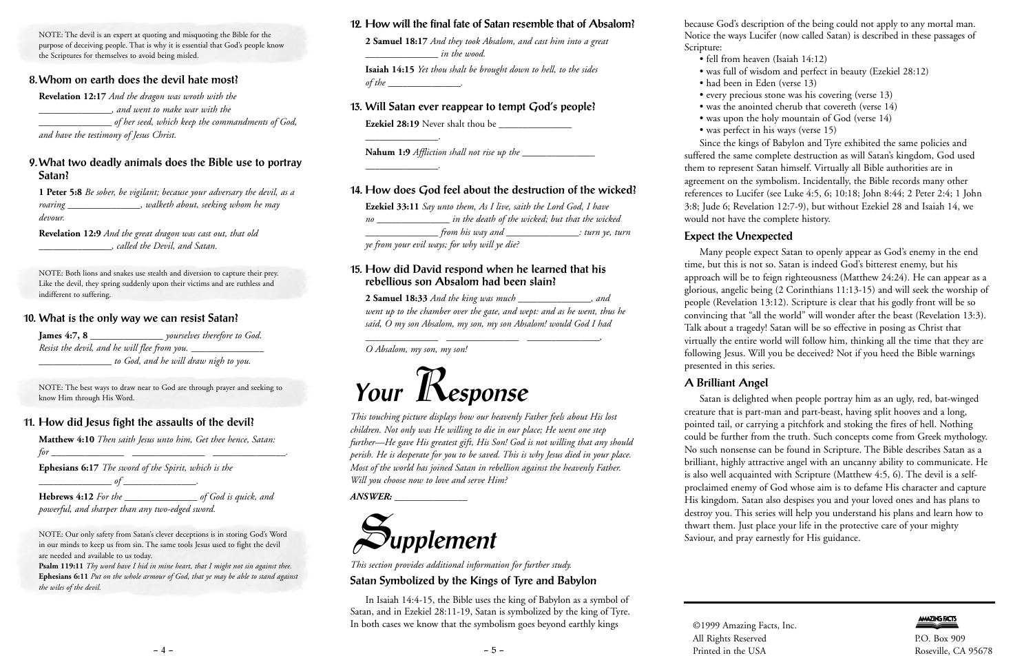NOTE: The devil is an expert at quoting and misquoting the Bible for the purpose of deceiving people. That is why it is essential that God's people know the Scriptures for themselves to avoid being misled.

### 8. Whom on earth does the devil hate most?

**Revelation 12:17** *And the dragon was wroth with the _______________, and went to make war with the _______________ of her seed, which keep the commandments of God, and have the testimony of Jesus Christ.*

### 9. What two deadly animals does the Bible use to portray Satan?

**1 Peter 5:8** *Be sober, be vigilant; because your adversary the devil, as a roaring _______________, walketh about, seeking whom he may devour.*

**Revelation 12:9** *And the great dragon was cast out, that old _______________, called the Devil, and Satan.*

NOTE: Both lions and snakes use stealth and diversion to capture their prey. Like the devil, they spring suddenly upon their victims and are ruthless and indifferent to suffering.

### 10. What is the only way we can resist Satan?

**James 4:7, 8** _______________ *yourselves therefore to God. Resist the devil, and he will flee from you.* _______________ _______________ *to God, and he will draw nigh to you.*

NOTE: The best ways to draw near to God are through prayer and seeking to know Him through His Word.

### 11. How did Jesus fight the assaults of the devil?

**Matthew 4:10** *Then saith Jesus unto him, Get thee hence, Satan: for _______________ _______________ _______________.*

**Ephesians 6:17** *The sword of the Spirit, which is the _______________ of _______________.*

**Hebrews 4:12** *For the _______________ of God is quick, and powerful, and sharper than any two-edged sword.*

NOTE: Our only safety from Satan's clever deceptions is in storing God's Word in our minds to keep us from sin. The same tools Jesus used to fight the devil are needed and available to us today.
**Psalm 119:11** *Thy word have I hid in mine heart, that I might not sin against thee.*
**Ephesians 6:11** *Put on the whole armour of God, that ye may be able to stand against the wiles of the devil.*

### 12. How will the final fate of Satan resemble that of Absalom?

**2 Samuel 18:17** *And they took Absalom, and cast him into a great _______________ in the wood.*

**Isaiah 14:15** *Yet thou shalt be brought down to hell, to the sides of the _______________.*

### 13. Will Satan ever reappear to tempt God's people?

**Ezekiel 28:19** Never shalt thou be _______________ _______________.

**Nahum 1:9** *Affliction shall not rise up the _______________ _______________.*

### 14. How does God feel about the destruction of the wicked?

**Ezekiel 33:11** *Say unto them, As I live, saith the Lord God, I have no _______________ in the death of the wicked; but that the wicked _______________ from his way and _______________: turn ye, turn ye from your evil ways; for why will ye die?*

### 15. How did David respond when he learned that his rebellious son Absalom had been slain?

**2 Samuel 18:33** *And the king was much _______________, and went up to the chamber over the gate, and wept: and as he went, thus he said, O my son Absalom, my son, my son Absalom! would God I had _______________ _______________ _______________, O Absalom, my son, my son!*

## Your Response

*This touching picture displays how our heavenly Father feels about His lost children. Not only was He willing to die in our place; He went one step further—He gave His greatest gift, His Son! God is not willing that any should perish. He is desperate for you to be saved. This is why Jesus died in your place. Most of the world has joined Satan in rebellion against the heavenly Father. Will you choose now to love and serve Him?*

***ANSWER:*** _______________

## Supplement

*This section provides additional information for further study.*

### Satan Symbolized by the Kings of Tyre and Babylon

In Isaiah 14:4-15, the Bible uses the king of Babylon as a symbol of Satan, and in Ezekiel 28:11-19, Satan is symbolized by the king of Tyre. In both cases we know that the symbolism goes beyond earthly kings because God's description of the being could not apply to any mortal man. Notice the ways Lucifer (now called Satan) is described in these passages of Scripture:

- fell from heaven (Isaiah 14:12)
- was full of wisdom and perfect in beauty (Ezekiel 28:12)
- had been in Eden (verse 13)
- every precious stone was his covering (verse 13)
- was the anointed cherub that covereth (verse 14)
- was upon the holy mountain of God (verse 14)
- was perfect in his ways (verse 15)

Since the kings of Babylon and Tyre exhibited the same policies and suffered the same complete destruction as will Satan's kingdom, God used them to represent Satan himself. Virtually all Bible authorities are in agreement on the symbolism. Incidentally, the Bible records many other references to Lucifer (see Luke 4:5, 6; 10:18; John 8:44; 2 Peter 2:4; 1 John 3:8; Jude 6; Revelation 12:7-9), but without Ezekiel 28 and Isaiah 14, we would not have the complete history.

### Expect the Unexpected

Many people expect Satan to openly appear as God's enemy in the end time, but this is not so. Satan is indeed God's bitterest enemy, but his approach will be to feign righteousness (Matthew 24:24). He can appear as a glorious, angelic being (2 Corinthians 11:13-15) and will seek the worship of people (Revelation 13:12). Scripture is clear that his godly front will be so convincing that "all the world" will wonder after the beast (Revelation 13:3). Talk about a tragedy! Satan will be so effective in posing as Christ that virtually the entire world will follow him, thinking all the time that they are following Jesus. Will you be deceived? Not if you heed the Bible warnings presented in this series.

### A Brilliant Angel

Satan is delighted when people portray him as an ugly, red, bat-winged creature that is part-man and part-beast, having split hooves and a long, pointed tail, or carrying a pitchfork and stoking the fires of hell. Nothing could be further from the truth. Such concepts come from Greek mythology. No such nonsense can be found in Scripture. The Bible describes Satan as a brilliant, highly attractive angel with an uncanny ability to communicate. He is also well acquainted with Scripture (Matthew 4:5, 6). The devil is a self-proclaimed enemy of God whose aim is to defame His character and capture His kingdom. Satan also despises you and your loved ones and has plans to destroy you. This series will help you understand his plans and learn how to thwart them. Just place your life in the protective care of your mighty Saviour, and pray earnestly for His guidance.

©1999 Amazing Facts, Inc.
All Rights Reserved
Printed in the USA

AMAZING FACTS
P.O. Box 909
Roseville, CA 95678